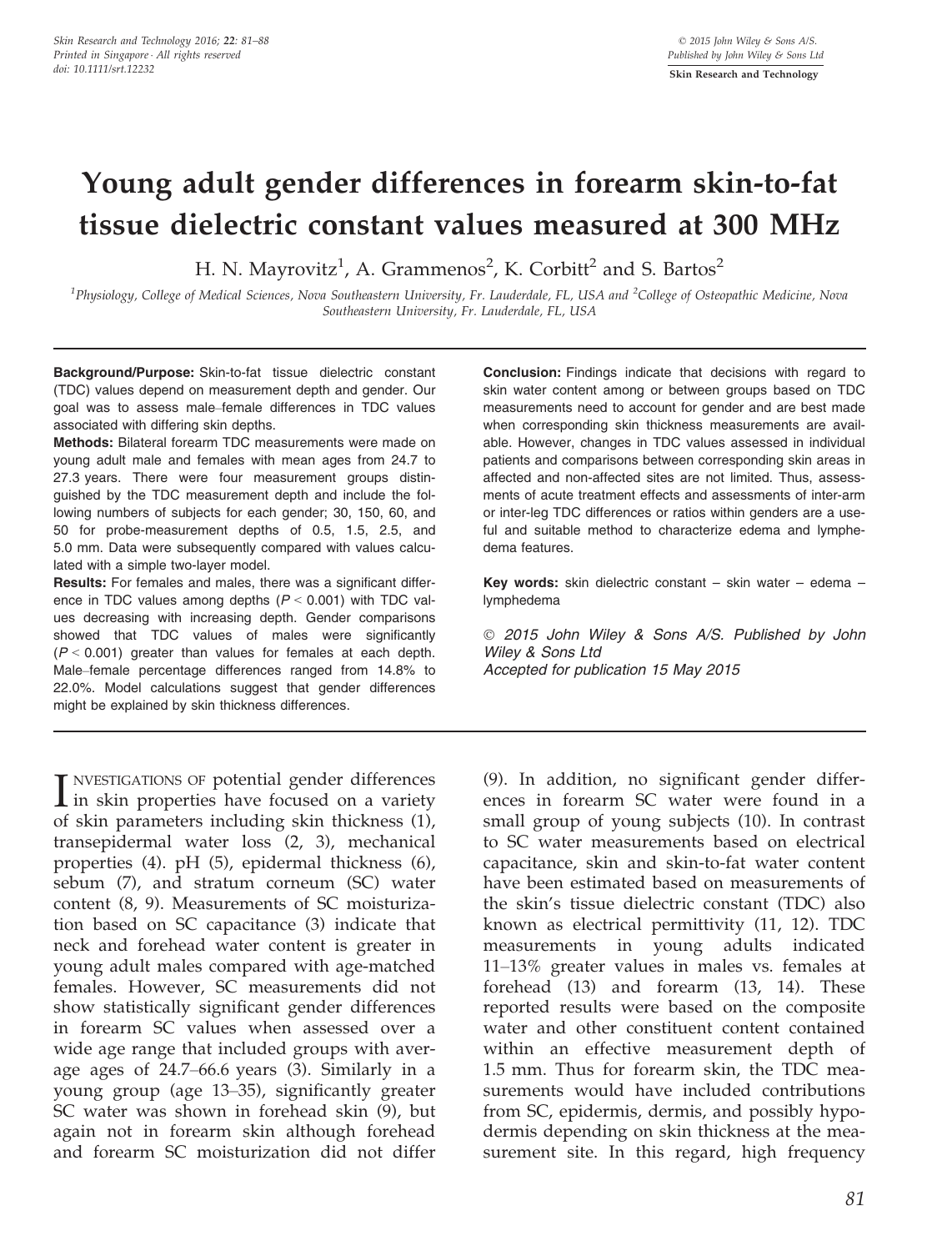# Young adult gender differences in forearm skin-to-fat tissue dielectric constant values measured at 300 MHz

H. N. Mayrovitz[1], A. Grammenos[2], K. Corbitt[2] and S. Bartos[2]

[1]Physiology, College of Medical Sciences, Nova Southeastern University, Fr. Lauderdale, FL, USA and [2]College of Osteopathic Medicine, Nova Southeastern University, Fr. Lauderdale, FL, USA

**Background/Purpose:** Skin-to-fat tissue dielectric constant (TDC) values depend on measurement depth and gender. Our goal was to assess male–female differences in TDC values associated with differing skin depths.

**Methods:** Bilateral forearm TDC measurements were made on young adult male and females with mean ages from 24.7 to 27.3 years. There were four measurement groups distinguished by the TDC measurement depth and include the following numbers of subjects for each gender; 30, 150, 60, and 50 for probe-measurement depths of 0.5, 1.5, 2.5, and 5.0 mm. Data were subsequently compared with values calculated with a simple two-layer model.

**Results:** For females and males, there was a significant difference in TDC values among depths ($P < 0.001$) with TDC values decreasing with increasing depth. Gender comparisons showed that TDC values of males were significantly ($P < 0.001$) greater than values for females at each depth. Male–female percentage differences ranged from 14.8% to 22.0%. Model calculations suggest that gender differences might be explained by skin thickness differences.

**Conclusion:** Findings indicate that decisions with regard to skin water content among or between groups based on TDC measurements need to account for gender and are best made when corresponding skin thickness measurements are available. However, changes in TDC values assessed in individual patients and comparisons between corresponding skin areas in affected and non-affected sites are not limited. Thus, assessments of acute treatment effects and assessments of inter-arm or inter-leg TDC differences or ratios within genders are a useful and suitable method to characterize edema and lymphedema features.

**Key words:** skin dielectric constant – skin water – edema – lymphedema

© 2015 John Wiley & Sons A/S. Published by John Wiley & Sons Ltd

Accepted for publication 15 May 2015

INVESTIGATIONS OF potential gender differences in skin properties have focused on a variety of skin parameters including skin thickness (1), transepidermal water loss (2, 3), mechanical properties (4). pH (5), epidermal thickness (6), sebum (7), and stratum corneum (SC) water content (8, 9). Measurements of SC moisturization based on SC capacitance (3) indicate that neck and forehead water content is greater in young adult males compared with age-matched females. However, SC measurements did not show statistically significant gender differences in forearm SC values when assessed over a wide age range that included groups with average ages of 24.7–66.6 years (3). Similarly in a young group (age 13–35), significantly greater SC water was shown in forehead skin (9), but again not in forearm skin although forehead and forearm SC moisturization did not differ (9). In addition, no significant gender differences in forearm SC water were found in a small group of young subjects (10). In contrast to SC water measurements based on electrical capacitance, skin and skin-to-fat water content have been estimated based on measurements of the skin's tissue dielectric constant (TDC) also known as electrical permittivity (11, 12). TDC measurements in young adults indicated 11–13% greater values in males vs. females at forehead (13) and forearm (13, 14). These reported results were based on the composite water and other constituent content contained within an effective measurement depth of 1.5 mm. Thus for forearm skin, the TDC measurements would have included contributions from SC, epidermis, dermis, and possibly hypodermis depending on skin thickness at the measurement site. In this regard, high frequency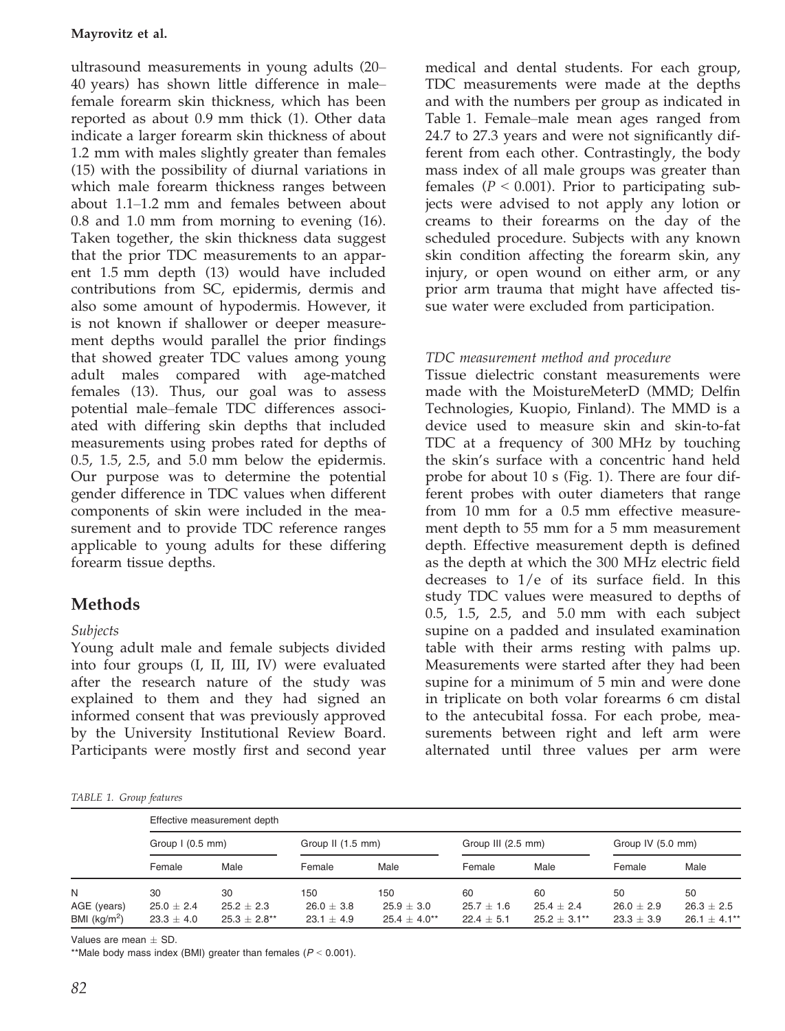ultrasound measurements in young adults (20–40 years) has shown little difference in male–female forearm skin thickness, which has been reported as about 0.9 mm thick (1). Other data indicate a larger forearm skin thickness of about 1.2 mm with males slightly greater than females (15) with the possibility of diurnal variations in which male forearm thickness ranges between about 1.1–1.2 mm and females between about 0.8 and 1.0 mm from morning to evening (16). Taken together, the skin thickness data suggest that the prior TDC measurements to an apparent 1.5 mm depth (13) would have included contributions from SC, epidermis, dermis and also some amount of hypodermis. However, it is not known if shallower or deeper measurement depths would parallel the prior findings that showed greater TDC values among young adult males compared with age-matched females (13). Thus, our goal was to assess potential male–female TDC differences associated with differing skin depths that included measurements using probes rated for depths of 0.5, 1.5, 2.5, and 5.0 mm below the epidermis. Our purpose was to determine the potential gender difference in TDC values when different components of skin were included in the measurement and to provide TDC reference ranges applicable to young adults for these differing forearm tissue depths.

## Methods

### *Subjects*

Young adult male and female subjects divided into four groups (I, II, III, IV) were evaluated after the research nature of the study was explained to them and they had signed an informed consent that was previously approved by the University Institutional Review Board. Participants were mostly first and second year medical and dental students. For each group, TDC measurements were made at the depths and with the numbers per group as indicated in Table 1. Female–male mean ages ranged from 24.7 to 27.3 years and were not significantly different from each other. Contrastingly, the body mass index of all male groups was greater than females ($P < 0.001$). Prior to participating subjects were advised to not apply any lotion or creams to their forearms on the day of the scheduled procedure. Subjects with any known skin condition affecting the forearm skin, any injury, or open wound on either arm, or any prior arm trauma that might have affected tissue water were excluded from participation.

### *TDC measurement method and procedure*

Tissue dielectric constant measurements were made with the MoistureMeterD (MMD; Delfin Technologies, Kuopio, Finland). The MMD is a device used to measure skin and skin-to-fat TDC at a frequency of 300 MHz by touching the skin's surface with a concentric hand held probe for about 10 s (Fig. 1). There are four different probes with outer diameters that range from 10 mm for a 0.5 mm effective measurement depth to 55 mm for a 5 mm measurement depth. Effective measurement depth is defined as the depth at which the 300 MHz electric field decreases to 1/e of its surface field. In this study TDC values were measured to depths of 0.5, 1.5, 2.5, and 5.0 mm with each subject supine on a padded and insulated examination table with their arms resting with palms up. Measurements were started after they had been supine for a minimum of 5 min and were done in triplicate on both volar forearms 6 cm distal to the antecubital fossa. For each probe, measurements between right and left arm were alternated until three values per arm were

*TABLE 1. Group features*

| | Effective measurement depth | | | | | | | |
|---|---|---|---|---|---|---|---|---|
| | Group I (0.5 mm) | | Group II (1.5 mm) | | Group III (2.5 mm) | | Group IV (5.0 mm) | |
| | Female | Male | Female | Male | Female | Male | Female | Male |
| N | 30 | 30 | 150 | 150 | 60 | 60 | 50 | 50 |
| AGE (years) | 25.0 ± 2.4 | 25.2 ± 2.3 | 26.0 ± 3.8 | 25.9 ± 3.0 | 25.7 ± 1.6 | 25.4 ± 2.4 | 26.0 ± 2.9 | 26.3 ± 2.5 |
| BMI (kg/m$^2$) | 23.3 ± 4.0 | 25.3 ± 2.8** | 23.1 ± 4.9 | 25.4 ± 4.0** | 22.4 ± 5.1 | 25.2 ± 3.1** | 23.3 ± 3.9 | 26.1 ± 4.1** |

Values are mean ± SD.

**Male body mass index (BMI) greater than females ($P < 0.001$).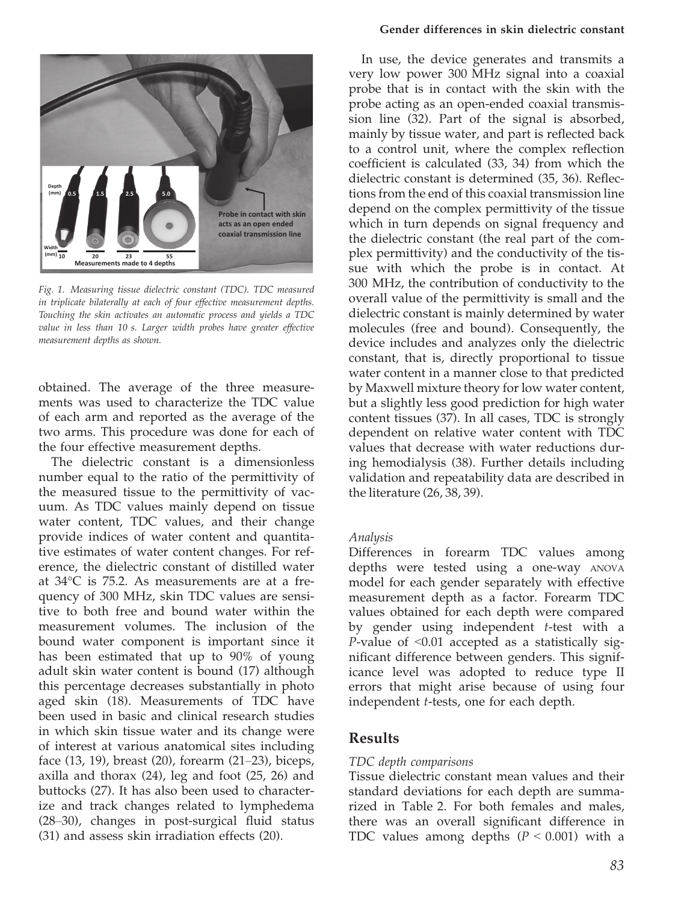Fig. 1. Measuring tissue dielectric constant (TDC). TDC measured in triplicate bilaterally at each of four effective measurement depths. Touching the skin activates an automatic process and yields a TDC value in less than 10 s. Larger width probes have greater effective measurement depths as shown.

obtained. The average of the three measurements was used to characterize the TDC value of each arm and reported as the average of the two arms. This procedure was done for each of the four effective measurement depths.

The dielectric constant is a dimensionless number equal to the ratio of the permittivity of the measured tissue to the permittivity of vacuum. As TDC values mainly depend on tissue water content, TDC values, and their change provide indices of water content and quantitative estimates of water content changes. For reference, the dielectric constant of distilled water at 34°C is 75.2. As measurements are at a frequency of 300 MHz, skin TDC values are sensitive to both free and bound water within the measurement volumes. The inclusion of the bound water component is important since it has been estimated that up to 90% of young adult skin water content is bound (17) although this percentage decreases substantially in photo aged skin (18). Measurements of TDC have been used in basic and clinical research studies in which skin tissue water and its change were of interest at various anatomical sites including face (13, 19), breast (20), forearm (21–23), biceps, axilla and thorax (24), leg and foot (25, 26) and buttocks (27). It has also been used to characterize and track changes related to lymphedema (28–30), changes in post-surgical fluid status (31) and assess skin irradiation effects (20).

In use, the device generates and transmits a very low power 300 MHz signal into a coaxial probe that is in contact with the skin with the probe acting as an open-ended coaxial transmission line (32). Part of the signal is absorbed, mainly by tissue water, and part is reflected back to a control unit, where the complex reflection coefficient is calculated (33, 34) from which the dielectric constant is determined (35, 36). Reflections from the end of this coaxial transmission line depend on the complex permittivity of the tissue which in turn depends on signal frequency and the dielectric constant (the real part of the complex permittivity) and the conductivity of the tissue with which the probe is in contact. At 300 MHz, the contribution of conductivity to the overall value of the permittivity is small and the dielectric constant is mainly determined by water molecules (free and bound). Consequently, the device includes and analyzes only the dielectric constant, that is, directly proportional to tissue water content in a manner close to that predicted by Maxwell mixture theory for low water content, but a slightly less good prediction for high water content tissues (37). In all cases, TDC is strongly dependent on relative water content with TDC values that decrease with water reductions during hemodialysis (38). Further details including validation and repeatability data are described in the literature (26, 38, 39).

### *Analysis*

Differences in forearm TDC values among depths were tested using a one-way ANOVA model for each gender separately with effective measurement depth as a factor. Forearm TDC values obtained for each depth were compared by gender using independent *t*-test with a *P*-value of <0.01 accepted as a statistically significant difference between genders. This significance level was adopted to reduce type II errors that might arise because of using four independent *t*-tests, one for each depth.

## Results

### *TDC depth comparisons*

Tissue dielectric constant mean values and their standard deviations for each depth are summarized in Table 2. For both females and males, there was an overall significant difference in TDC values among depths ($P < 0.001$) with a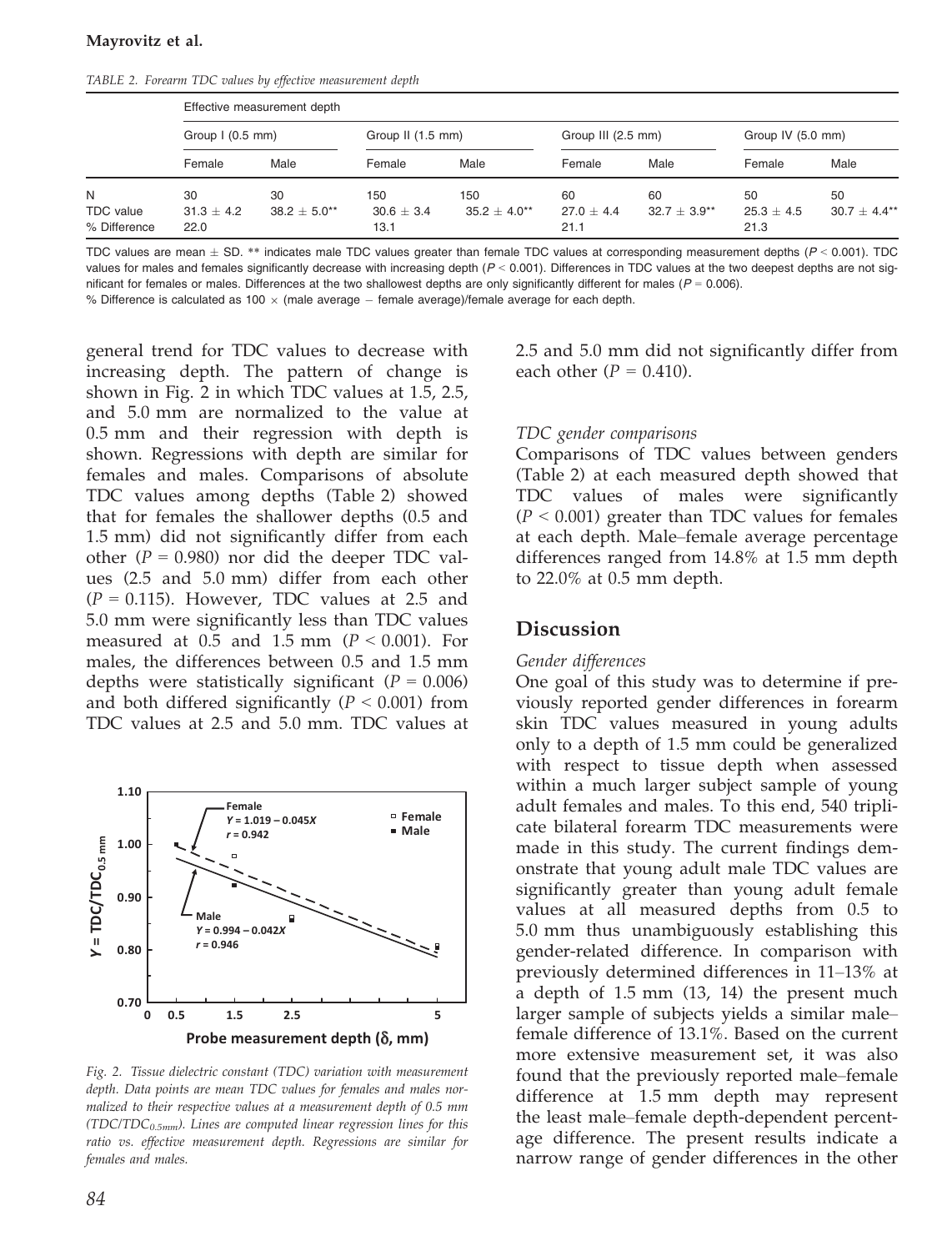TABLE 2. Forearm TDC values by effective measurement depth

| | Effective measurement depth | | | | | | | |
|---|---|---|---|---|---|---|---|---|
| | Group I (0.5 mm) | | Group II (1.5 mm) | | Group III (2.5 mm) | | Group IV (5.0 mm) | |
| | Female | Male | Female | Male | Female | Male | Female | Male |
| N | 30 | 30 | 150 | 150 | 60 | 60 | 50 | 50 |
| TDC value | 31.3 ± 4.2 | 38.2 ± 5.0** | 30.6 ± 3.4 | 35.2 ± 4.0** | 27.0 ± 4.4 | 32.7 ± 3.9** | 25.3 ± 4.5 | 30.7 ± 4.4** |
| % Difference | 22.0 | | 13.1 | | 21.1 | | 21.3 | |

TDC values are mean ± SD. ** indicates male TDC values greater than female TDC values at corresponding measurement depths ($P < 0.001$). TDC values for males and females significantly decrease with increasing depth ($P < 0.001$). Differences in TDC values at the two deepest depths are not significant for females or males. Differences at the two shallowest depths are only significantly different for males ($P = 0.006$).
% Difference is calculated as 100 × (male average − female average)/female average for each depth.

general trend for TDC values to decrease with increasing depth. The pattern of change is shown in Fig. 2 in which TDC values at 1.5, 2.5, and 5.0 mm are normalized to the value at 0.5 mm and their regression with depth is shown. Regressions with depth are similar for females and males. Comparisons of absolute TDC values among depths (Table 2) showed that for females the shallower depths (0.5 and 1.5 mm) did not significantly differ from each other ($P = 0.980$) nor did the deeper TDC values (2.5 and 5.0 mm) differ from each other ($P = 0.115$). However, TDC values at 2.5 and 5.0 mm were significantly less than TDC values measured at 0.5 and 1.5 mm ($P < 0.001$). For males, the differences between 0.5 and 1.5 mm depths were statistically significant ($P = 0.006$) and both differed significantly ($P < 0.001$) from TDC values at 2.5 and 5.0 mm. TDC values at 2.5 and 5.0 mm did not significantly differ from each other ($P = 0.410$).

Fig. 2. Tissue dielectric constant (TDC) variation with measurement depth. Data points are mean TDC values for females and males normalized to their respective values at a measurement depth of 0.5 mm ($TDC/TDC_{0.5mm}$). Lines are computed linear regression lines for this ratio vs. effective measurement depth. Regressions are similar for females and males.

### TDC gender comparisons

Comparisons of TDC values between genders (Table 2) at each measured depth showed that TDC values of males were significantly ($P < 0.001$) greater than TDC values for females at each depth. Male–female average percentage differences ranged from 14.8% at 1.5 mm depth to 22.0% at 0.5 mm depth.

## Discussion

### Gender differences

One goal of this study was to determine if previously reported gender differences in forearm skin TDC values measured in young adults only to a depth of 1.5 mm could be generalized with respect to tissue depth when assessed within a much larger subject sample of young adult females and males. To this end, 540 triplicate bilateral forearm TDC measurements were made in this study. The current findings demonstrate that young adult male TDC values are significantly greater than young adult female values at all measured depths from 0.5 to 5.0 mm thus unambiguously establishing this gender-related difference. In comparison with previously determined differences in 11–13% at a depth of 1.5 mm (13, 14) the present much larger sample of subjects yields a similar male–female difference of 13.1%. Based on the current more extensive measurement set, it was also found that the previously reported male–female difference at 1.5 mm depth may represent the least male–female depth-dependent percentage difference. The present results indicate a narrow range of gender differences in the other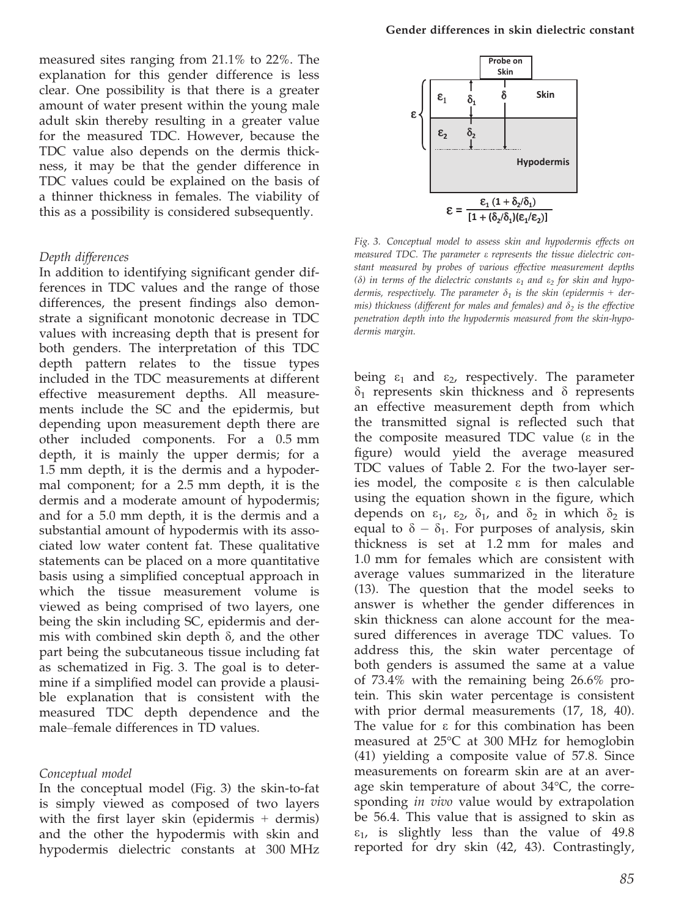measured sites ranging from 21.1% to 22%. The explanation for this gender difference is less clear. One possibility is that there is a greater amount of water present within the young male adult skin thereby resulting in a greater value for the measured TDC. However, because the TDC value also depends on the dermis thickness, it may be that the gender difference in TDC values could be explained on the basis of a thinner thickness in females. The viability of this as a possibility is considered subsequently.

*Depth differences*

In addition to identifying significant gender differences in TDC values and the range of those differences, the present findings also demonstrate a significant monotonic decrease in TDC values with increasing depth that is present for both genders. The interpretation of this TDC depth pattern relates to the tissue types included in the TDC measurements at different effective measurement depths. All measurements include the SC and the epidermis, but depending upon measurement depth there are other included components. For a 0.5 mm depth, it is mainly the upper dermis; for a 1.5 mm depth, it is the dermis and a hypodermal component; for a 2.5 mm depth, it is the dermis and a moderate amount of hypodermis; and for a 5.0 mm depth, it is the dermis and a substantial amount of hypodermis with its associated low water content fat. These qualitative statements can be placed on a more quantitative basis using a simplified conceptual approach in which the tissue measurement volume is viewed as being comprised of two layers, one being the skin including SC, epidermis and dermis with combined skin depth $\delta$, and the other part being the subcutaneous tissue including fat as schematized in Fig. 3. The goal is to determine if a simplified model can provide a plausible explanation that is consistent with the measured TDC depth dependence and the male–female differences in TD values.

$$\varepsilon = \frac{\varepsilon_1 (1 + \delta_2/\delta_1)}{[1 + (\delta_2/\delta_1)(\varepsilon_1/\varepsilon_2)]}$$

*Fig. 3. Conceptual model to assess skin and hypodermis effects on measured TDC. The parameter $\varepsilon$ represents the tissue dielectric constant measured by probes of various effective measurement depths ($\delta$) in terms of the dielectric constants $\varepsilon_1$ and $\varepsilon_2$ for skin and hypodermis, respectively. The parameter $\delta_1$ is the skin (epidermis + dermis) thickness (different for males and females) and $\delta_2$ is the effective penetration depth into the hypodermis measured from the skin-hypodermis margin.*

*Conceptual model*

In the conceptual model (Fig. 3) the skin-to-fat is simply viewed as composed of two layers with the first layer skin (epidermis + dermis) and the other the hypodermis with skin and hypodermis dielectric constants at 300 MHz being $\varepsilon_1$ and $\varepsilon_2$, respectively. The parameter $\delta_1$ represents skin thickness and $\delta$ represents an effective measurement depth from which the transmitted signal is reflected such that the composite measured TDC value ($\varepsilon$ in the figure) would yield the average measured TDC values of Table 2. For the two-layer series model, the composite $\varepsilon$ is then calculable using the equation shown in the figure, which depends on $\varepsilon_1$, $\varepsilon_2$, $\delta_1$, and $\delta_2$ in which $\delta_2$ is equal to $\delta - \delta_1$. For purposes of analysis, skin thickness is set at 1.2 mm for males and 1.0 mm for females which are consistent with average values summarized in the literature (13). The question that the model seeks to answer is whether the gender differences in skin thickness can alone account for the measured differences in average TDC values. To address this, the skin water percentage of both genders is assumed the same at a value of 73.4% with the remaining being 26.6% protein. This skin water percentage is consistent with prior dermal measurements (17, 18, 40). The value for $\varepsilon$ for this combination has been measured at 25°C at 300 MHz for hemoglobin (41) yielding a composite value of 57.8. Since measurements on forearm skin are at an average skin temperature of about 34°C, the corresponding *in vivo* value would by extrapolation be 56.4. This value that is assigned to skin as $\varepsilon_1$, is slightly less than the value of 49.8 reported for dry skin (42, 43). Contrastingly,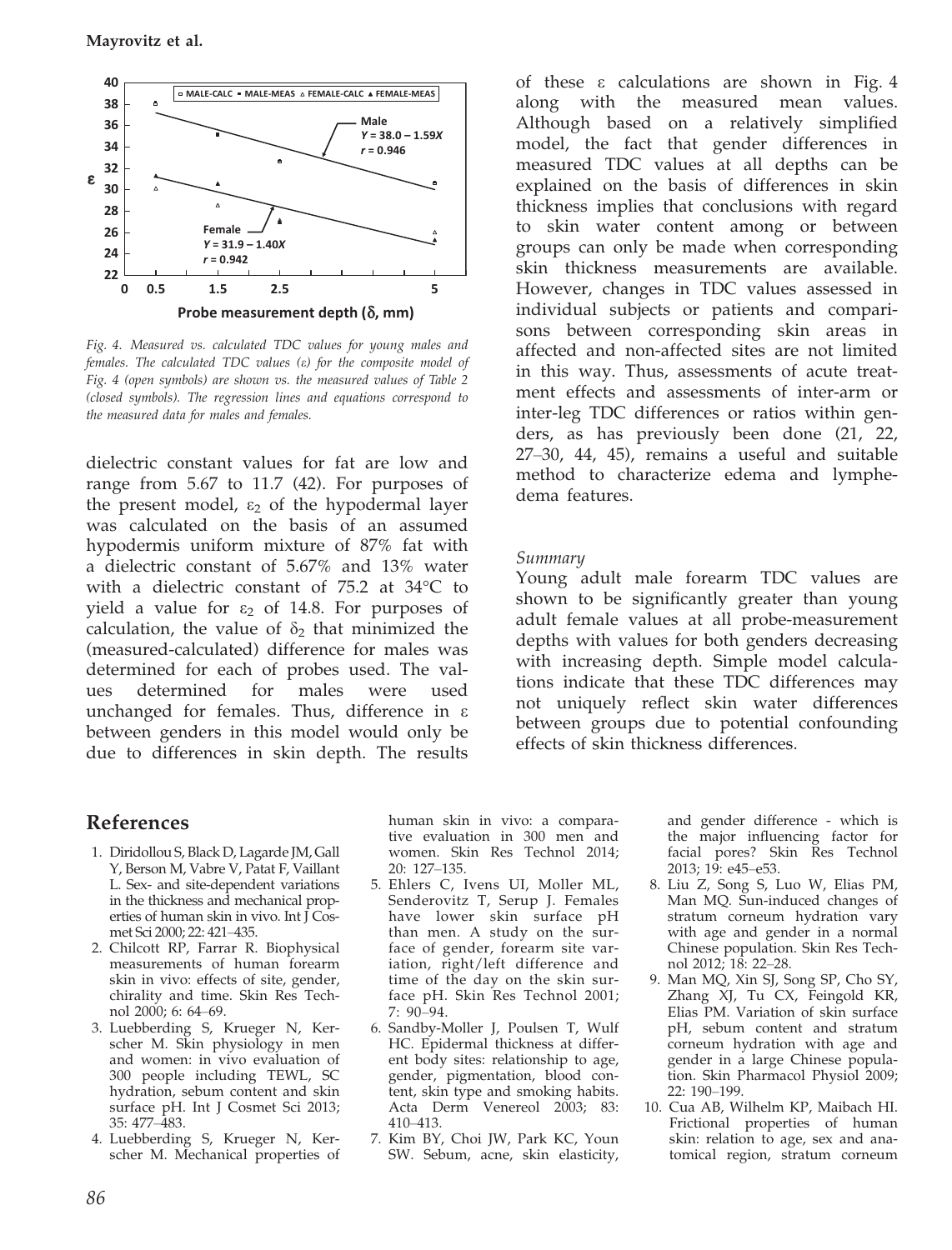Fig. 4. Measured vs. calculated TDC values for young males and females. The calculated TDC values (ε) for the composite model of Fig. 4 (open symbols) are shown vs. the measured values of Table 2 (closed symbols). The regression lines and equations correspond to the measured data for males and females.

dielectric constant values for fat are low and range from 5.67 to 11.7 (42). For purposes of the present model, $\varepsilon_2$ of the hypodermal layer was calculated on the basis of an assumed hypodermis uniform mixture of 87% fat with a dielectric constant of 5.67% and 13% water with a dielectric constant of 75.2 at 34°C to yield a value for $\varepsilon_2$ of 14.8. For purposes of calculation, the value of $\delta_2$ that minimized the (measured-calculated) difference for males was determined for each of probes used. The values determined for males were used unchanged for females. Thus, difference in ε between genders in this model would only be due to differences in skin depth. The results of these ε calculations are shown in Fig. 4 along with the measured mean values. Although based on a relatively simplified model, the fact that gender differences in measured TDC values at all depths can be explained on the basis of differences in skin thickness implies that conclusions with regard to skin water content among or between groups can only be made when corresponding skin thickness measurements are available. However, changes in TDC values assessed in individual subjects or patients and comparisons between corresponding skin areas in affected and non-affected sites are not limited in this way. Thus, assessments of acute treatment effects and assessments of inter-arm or inter-leg TDC differences or ratios within genders, as has previously been done (21, 22, 27–30, 44, 45), remains a useful and suitable method to characterize edema and lymphedema features.

*Summary*

Young adult male forearm TDC values are shown to be significantly greater than young adult female values at all probe-measurement depths with values for both genders decreasing with increasing depth. Simple model calculations indicate that these TDC differences may not uniquely reflect skin water differences between groups due to potential confounding effects of skin thickness differences.

## References

1. Diridollou S, Black D, Lagarde JM, Gall Y, Berson M, Vabre V, Patat F, Vaillant L. Sex- and site-dependent variations in the thickness and mechanical properties of human skin in vivo. Int J Cosmet Sci 2000; 22: 421–435.
2. Chilcott RP, Farrar R. Biophysical measurements of human forearm skin in vivo: effects of site, gender, chirality and time. Skin Res Technol 2000; 6: 64–69.
3. Luebberding S, Krueger N, Kerscher M. Skin physiology in men and women: in vivo evaluation of 300 people including TEWL, SC hydration, sebum content and skin surface pH. Int J Cosmet Sci 2013; 35: 477–483.
4. Luebberding S, Krueger N, Kerscher M. Mechanical properties of human skin in vivo: a comparative evaluation in 300 men and women. Skin Res Technol 2014; 20: 127–135.
5. Ehlers C, Ivens UI, Moller ML, Senderovitz T, Serup J. Females have lower skin surface pH than men. A study on the surface of gender, forearm site variation, right/left difference and time of the day on the skin surface pH. Skin Res Technol 2001; 7: 90–94.
6. Sandby-Moller J, Poulsen T, Wulf HC. Epidermal thickness at different body sites: relationship to age, gender, pigmentation, blood content, skin type and smoking habits. Acta Derm Venereol 2003; 83: 410–413.
7. Kim BY, Choi JW, Park KC, Youn SW. Sebum, acne, skin elasticity, and gender difference - which is the major influencing factor for facial pores? Skin Res Technol 2013; 19: e45–e53.
8. Liu Z, Song S, Luo W, Elias PM, Man MQ. Sun-induced changes of stratum corneum hydration vary with age and gender in a normal Chinese population. Skin Res Technol 2012; 18: 22–28.
9. Man MQ, Xin SJ, Song SP, Cho SY, Zhang XJ, Tu CX, Feingold KR, Elias PM. Variation of skin surface pH, sebum content and stratum corneum hydration with age and gender in a large Chinese population. Skin Pharmacol Physiol 2009; 22: 190–199.
10. Cua AB, Wilhelm KP, Maibach HI. Frictional properties of human skin: relation to age, sex and anatomical region, stratum corneum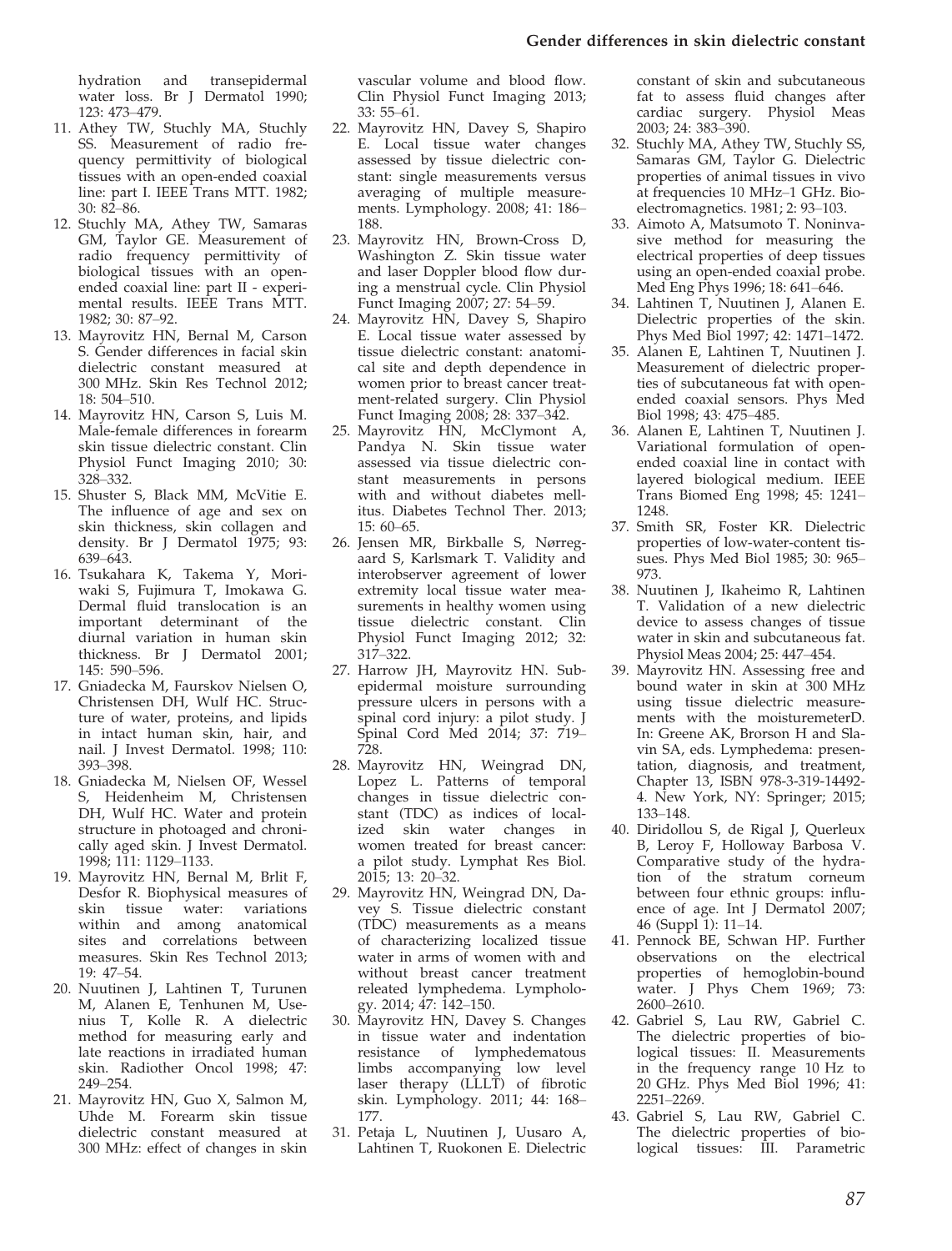hydration and transepidermal water loss. Br J Dermatol 1990; 123: 473–479.

11. Athey TW, Stuchly MA, Stuchly SS. Measurement of radio frequency permittivity of biological tissues with an open-ended coaxial line: part I. IEEE Trans MTT. 1982; 30: 82–86.
12. Stuchly MA, Athey TW, Samaras GM, Taylor GE. Measurement of radio frequency permittivity of biological tissues with an open-ended coaxial line: part II - experimental results. IEEE Trans MTT. 1982; 30: 87–92.
13. Mayrovitz HN, Bernal M, Carson S. Gender differences in facial skin dielectric constant measured at 300 MHz. Skin Res Technol 2012; 18: 504–510.
14. Mayrovitz HN, Carson S, Luis M. Male-female differences in forearm skin tissue dielectric constant. Clin Physiol Funct Imaging 2010; 30: 328–332.
15. Shuster S, Black MM, McVitie E. The influence of age and sex on skin thickness, skin collagen and density. Br J Dermatol 1975; 93: 639–643.
16. Tsukahara K, Takema Y, Moriwaki S, Fujimura T, Imokawa G. Dermal fluid translocation is an important determinant of the diurnal variation in human skin thickness. Br J Dermatol 2001; 145: 590–596.
17. Gniadecka M, Faurskov Nielsen O, Christensen DH, Wulf HC. Structure of water, proteins, and lipids in intact human skin, hair, and nail. J Invest Dermatol. 1998; 110: 393–398.
18. Gniadecka M, Nielsen OF, Wessel S, Heidenheim M, Christensen DH, Wulf HC. Water and protein structure in photoaged and chronically aged skin. J Invest Dermatol. 1998; 111: 1129–1133.
19. Mayrovitz HN, Bernal M, Brlit F, Desfor R. Biophysical measures of skin tissue water: variations within and among anatomical sites and correlations between measures. Skin Res Technol 2013; 19: 47–54.
20. Nuutinen J, Lahtinen T, Turunen M, Alanen E, Tenhunen M, Usenius T, Kolle R. A dielectric method for measuring early and late reactions in irradiated human skin. Radiother Oncol 1998; 47: 249–254.
21. Mayrovitz HN, Guo X, Salmon M, Uhde M. Forearm skin tissue dielectric constant measured at 300 MHz: effect of changes in skin vascular volume and blood flow. Clin Physiol Funct Imaging 2013; 33: 55–61.
22. Mayrovitz HN, Davey S, Shapiro E. Local tissue water changes assessed by tissue dielectric constant: single measurements versus averaging of multiple measurements. Lymphology. 2008; 41: 186–188.
23. Mayrovitz HN, Brown-Cross D, Washington Z. Skin tissue water and laser Doppler blood flow during a menstrual cycle. Clin Physiol Funct Imaging 2007; 27: 54–59.
24. Mayrovitz HN, Davey S, Shapiro E. Local tissue water assessed by tissue dielectric constant: anatomical site and depth dependence in women prior to breast cancer treatment-related surgery. Clin Physiol Funct Imaging 2008; 28: 337–342.
25. Mayrovitz HN, McClymont A, Pandya N. Skin tissue water assessed via tissue dielectric constant measurements in persons with and without diabetes mellitus. Diabetes Technol Ther. 2013; 15: 60–65.
26. Jensen MR, Birkballe S, Nørregaard S, Karlsmark T. Validity and interobserver agreement of lower extremity local tissue water measurements in healthy women using tissue dielectric constant. Clin Physiol Funct Imaging 2012; 32: 317–322.
27. Harrow JH, Mayrovitz HN. Subepidermal moisture surrounding pressure ulcers in persons with a spinal cord injury: a pilot study. J Spinal Cord Med 2014; 37: 719–728.
28. Mayrovitz HN, Weingrad DN, Lopez L. Patterns of temporal changes in tissue dielectric constant (TDC) as indices of localized skin water changes in women treated for breast cancer: a pilot study. Lymphat Res Biol. 2015; 13: 20–32.
29. Mayrovitz HN, Weingrad DN, Davey S. Tissue dielectric constant (TDC) measurements as a means of characterizing localized tissue water in arms of women with and without breast cancer treatment releated lymphedema. Lymphology. 2014; 47: 142–150.
30. Mayrovitz HN, Davey S. Changes in tissue water and indentation resistance of lymphedematous limbs accompanying low level laser therapy (LLLT) of fibrotic skin. Lymphology. 2011; 44: 168–177.
31. Petaja L, Nuutinen J, Uusaro A, Lahtinen T, Ruokonen E. Dielectric constant of skin and subcutaneous fat to assess fluid changes after cardiac surgery. Physiol Meas 2003; 24: 383–390.
32. Stuchly MA, Athey TW, Stuchly SS, Samaras GM, Taylor G. Dielectric properties of animal tissues in vivo at frequencies 10 MHz–1 GHz. Bioelectromagnetics. 1981; 2: 93–103.
33. Aimoto A, Matsumoto T. Noninvasive method for measuring the electrical properties of deep tissues using an open-ended coaxial probe. Med Eng Phys 1996; 18: 641–646.
34. Lahtinen T, Nuutinen J, Alanen E. Dielectric properties of the skin. Phys Med Biol 1997; 42: 1471–1472.
35. Alanen E, Lahtinen T, Nuutinen J. Measurement of dielectric properties of subcutaneous fat with open-ended coaxial sensors. Phys Med Biol 1998; 43: 475–485.
36. Alanen E, Lahtinen T, Nuutinen J. Variational formulation of open-ended coaxial line in contact with layered biological medium. IEEE Trans Biomed Eng 1998; 45: 1241–1248.
37. Smith SR, Foster KR. Dielectric properties of low-water-content tissues. Phys Med Biol 1985; 30: 965–973.
38. Nuutinen J, Ikaheimo R, Lahtinen T. Validation of a new dielectric device to assess changes of tissue water in skin and subcutaneous fat. Physiol Meas 2004; 25: 447–454.
39. Mayrovitz HN. Assessing free and bound water in skin at 300 MHz using tissue dielectric measurements with the moisturemeterD. In: Greene AK, Brorson H and Slavin SA, eds. Lymphedema: presentation, diagnosis, and treatment, Chapter 13, ISBN 978-3-319-14492-4. New York, NY: Springer; 2015; 133–148.
40. Diridollou S, de Rigal J, Querleux B, Leroy F, Holloway Barbosa V. Comparative study of the hydration of the stratum corneum between four ethnic groups: influence of age. Int J Dermatol 2007; 46 (Suppl 1): 11–14.
41. Pennock BE, Schwan HP. Further observations on the electrical properties of hemoglobin-bound water. J Phys Chem 1969; 73: 2600–2610.
42. Gabriel S, Lau RW, Gabriel C. The dielectric properties of biological tissues: II. Measurements in the frequency range 10 Hz to 20 GHz. Phys Med Biol 1996; 41: 2251–2269.
43. Gabriel S, Lau RW, Gabriel C. The dielectric properties of biological tissues: III. Parametric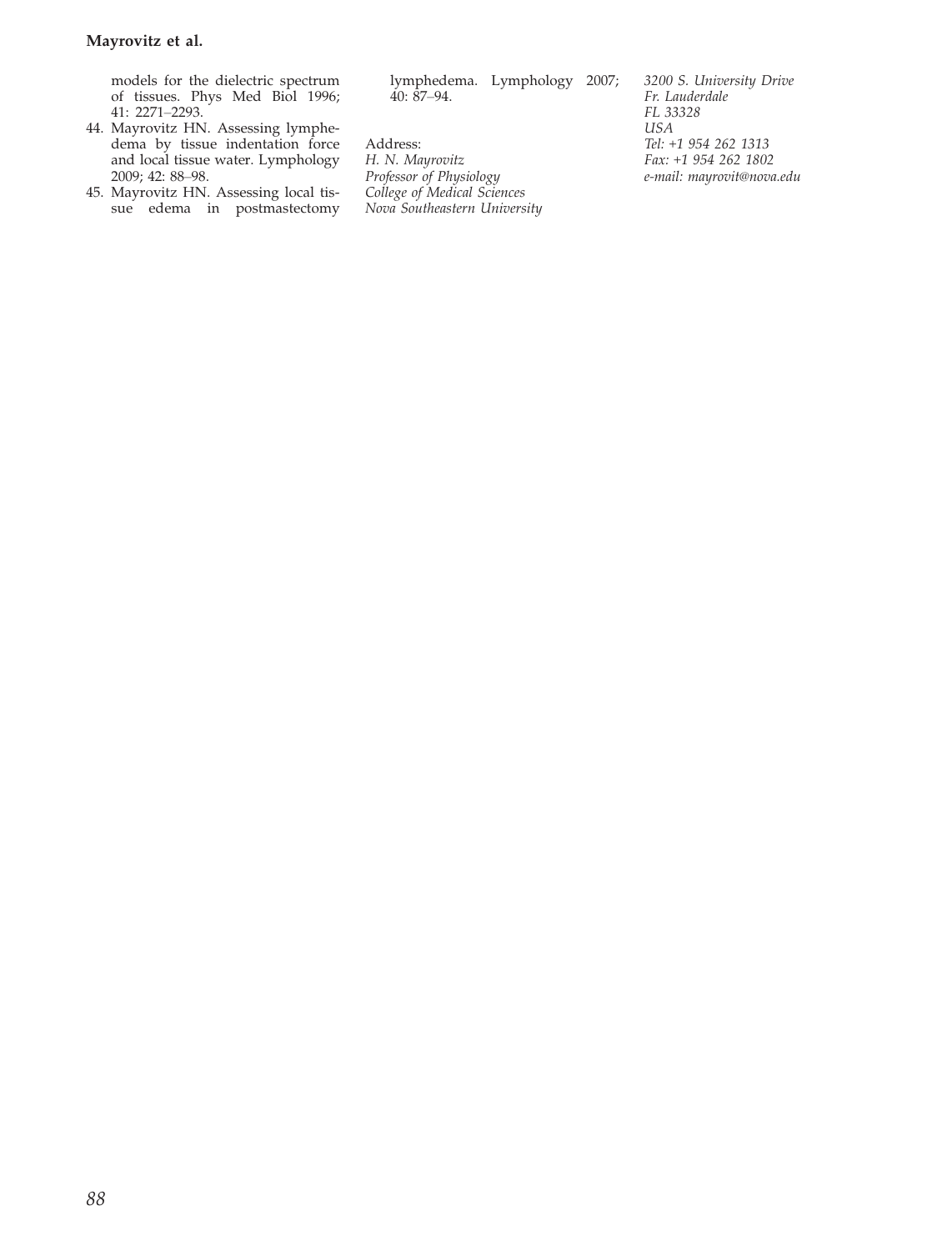models for the dielectric spectrum of tissues. Phys Med Biol 1996; 41: 2271–2293.

44. Mayrovitz HN. Assessing lymphedema by tissue indentation force and local tissue water. Lymphology 2009; 42: 88–98.
45. Mayrovitz HN. Assessing local tissue edema in postmastectomy lymphedema. Lymphology 2007; 40: 87–94.

Address:
*H. N. Mayrovitz*
*Professor of Physiology*
*College of Medical Sciences*
*Nova Southeastern University*
*3200 S. University Drive*
*Fr. Lauderdale*
*FL 33328*
*USA*
*Tel: +1 954 262 1313*
*Fax: +1 954 262 1802*
*e-mail: mayrovit@nova.edu*